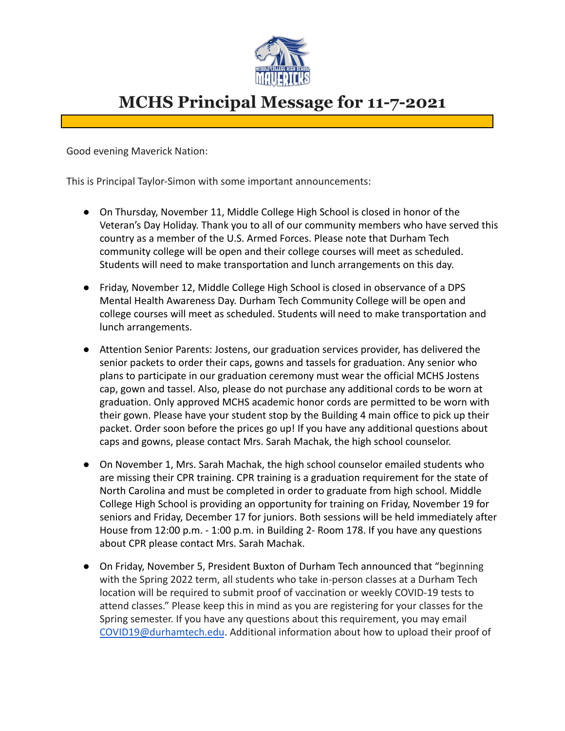# MCHS Principal Message for 11-7-2021

Good evening Maverick Nation:

This is Principal Taylor-Simon with some important announcements:

- On Thursday, November 11, Middle College High School is closed in honor of the Veteran's Day Holiday. Thank you to all of our community members who have served this country as a member of the U.S. Armed Forces. Please note that Durham Tech community college will be open and their college courses will meet as scheduled. Students will need to make transportation and lunch arrangements on this day.

- Friday, November 12, Middle College High School is closed in observance of a DPS Mental Health Awareness Day. Durham Tech Community College will be open and college courses will meet as scheduled. Students will need to make transportation and lunch arrangements.

- Attention Senior Parents: Jostens, our graduation services provider, has delivered the senior packets to order their caps, gowns and tassels for graduation. Any senior who plans to participate in our graduation ceremony must wear the official MCHS Jostens cap, gown and tassel. Also, please do not purchase any additional cords to be worn at graduation. Only approved MCHS academic honor cords are permitted to be worn with their gown. Please have your student stop by the Building 4 main office to pick up their packet. Order soon before the prices go up! If you have any additional questions about caps and gowns, please contact Mrs. Sarah Machak, the high school counselor.

- On November 1, Mrs. Sarah Machak, the high school counselor emailed students who are missing their CPR training. CPR training is a graduation requirement for the state of North Carolina and must be completed in order to graduate from high school. Middle College High School is providing an opportunity for training on Friday, November 19 for seniors and Friday, December 17 for juniors. Both sessions will be held immediately after House from 12:00 p.m. - 1:00 p.m. in Building 2- Room 178. If you have any questions about CPR please contact Mrs. Sarah Machak.

- On Friday, November 5, President Buxton of Durham Tech announced that "beginning with the Spring 2022 term, all students who take in-person classes at a Durham Tech location will be required to submit proof of vaccination or weekly COVID-19 tests to attend classes." Please keep this in mind as you are registering for your classes for the Spring semester. If you have any questions about this requirement, you may email COVID19@durhamtech.edu. Additional information about how to upload their proof of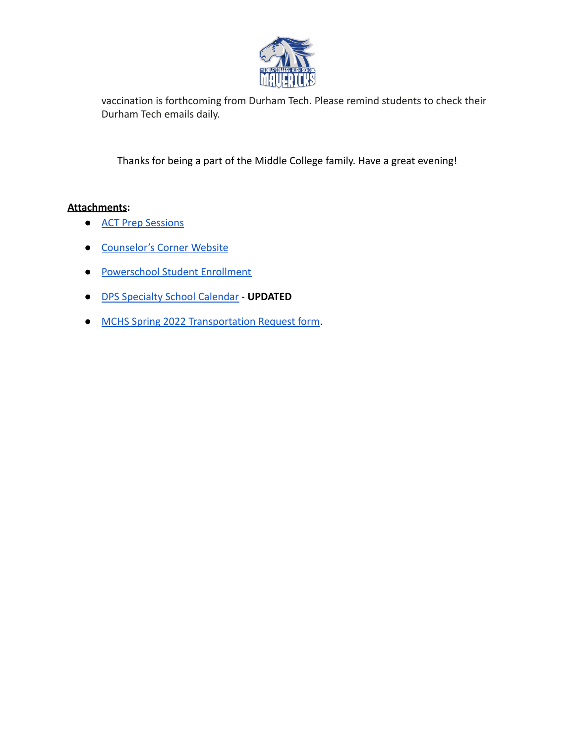vaccination is forthcoming from Durham Tech. Please remind students to check their Durham Tech emails daily.

Thanks for being a part of the Middle College family. Have a great evening!

**Attachments:**

- ACT Prep Sessions
- Counselor's Corner Website
- Powerschool Student Enrollment
- DPS Specialty School Calendar - **UPDATED**
- MCHS Spring 2022 Transportation Request form.